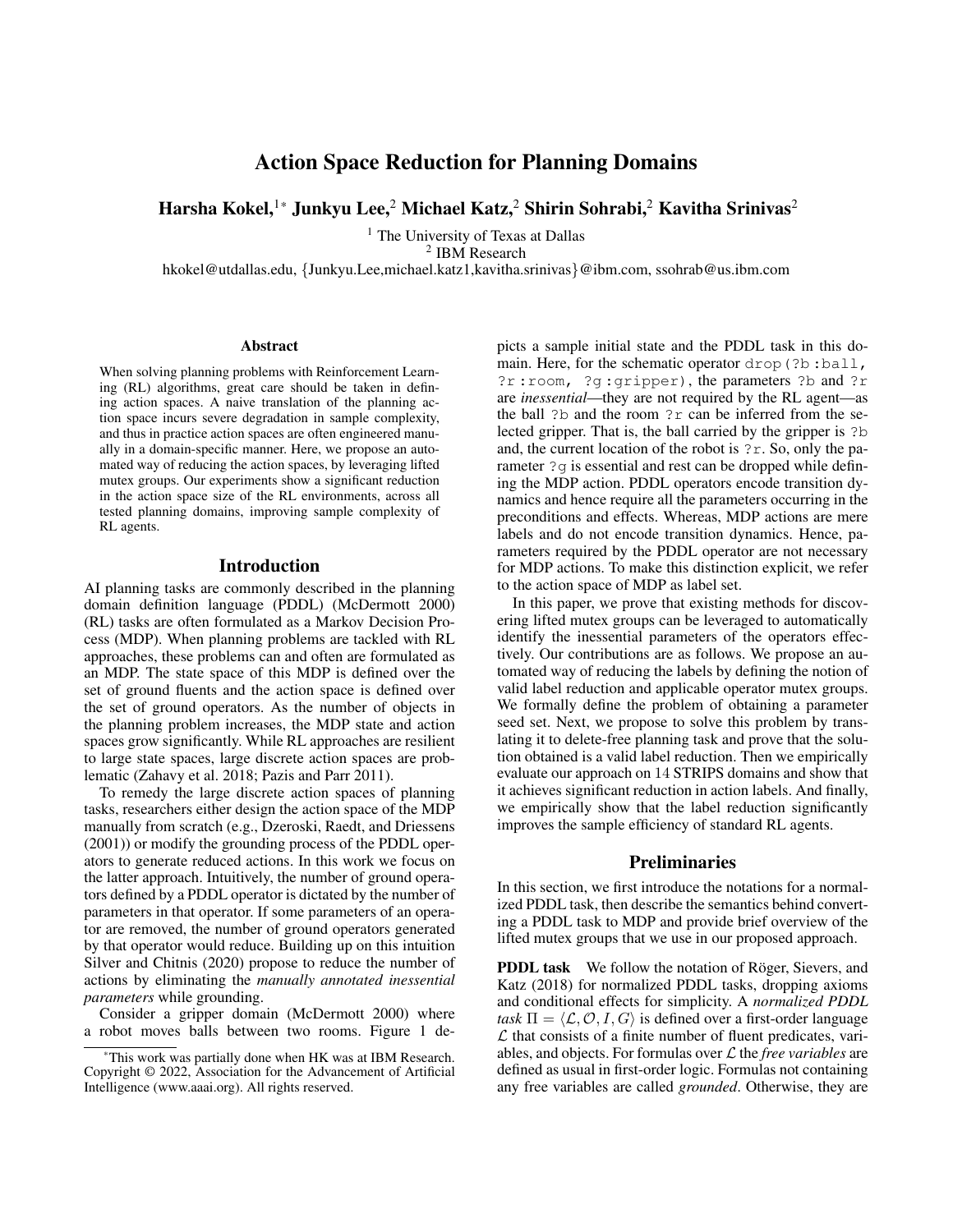# Action Space Reduction for Planning Domains

**Harsha Kokel,[1*] Junkyu Lee,[2] Michael Katz,[2] Shirin Sohrabi,[2] Kavitha Srinivas[2]**

[1] The University of Texas at Dallas
[2] IBM Research
hkokel@utdallas.edu, {Junkyu.Lee,michael.katz1,kavitha.srinivas}@ibm.com, ssohrab@us.ibm.com

## Abstract

When solving planning problems with Reinforcement Learning (RL) algorithms, great care should be taken in defining action spaces. A naive translation of the planning action space incurs severe degradation in sample complexity, and thus in practice action spaces are often engineered manually in a domain-specific manner. Here, we propose an automated way of reducing the action spaces, by leveraging lifted mutex groups. Our experiments show a significant reduction in the action space size of the RL environments, across all tested planning domains, improving sample complexity of RL agents.

## Introduction

AI planning tasks are commonly described in the planning domain definition language (PDDL) (McDermott 2000) (RL) tasks are often formulated as a Markov Decision Process (MDP). When planning problems are tackled with RL approaches, these problems can and often are formulated as an MDP. The state space of this MDP is defined over the set of ground fluents and the action space is defined over the set of ground operators. As the number of objects in the planning problem increases, the MDP state and action spaces grow significantly. While RL approaches are resilient to large state spaces, large discrete action spaces are problematic (Zahavy et al. 2018; Pazis and Parr 2011).

To remedy the large discrete action spaces of planning tasks, researchers either design the action space of the MDP manually from scratch (e.g., Dzeroski, Raedt, and Driessens (2001)) or modify the grounding process of the PDDL operators to generate reduced actions. In this work we focus on the latter approach. Intuitively, the number of ground operators defined by a PDDL operator is dictated by the number of parameters in that operator. If some parameters of an operator are removed, the number of ground operators generated by that operator would reduce. Building up on this intuition Silver and Chitnis (2020) propose to reduce the number of actions by eliminating the *manually annotated inessential parameters* while grounding.

Consider a gripper domain (McDermott 2000) where a robot moves balls between two rooms. Figure 1 depicts a sample initial state and the PDDL task in this domain. Here, for the schematic operator `drop(?b :ball, ?r :room, ?g :gripper)`, the parameters `?b` and `?r` are *inessential*—they are not required by the RL agent—as the ball `?b` and the room `?r` can be inferred from the selected gripper. That is, the ball carried by the gripper is `?b` and, the current location of the robot is `?r`. So, only the parameter `?g` is essential and rest can be dropped while defining the MDP action. PDDL operators encode transition dynamics and hence require all the parameters occurring in the preconditions and effects. Whereas, MDP actions are mere labels and do not encode transition dynamics. Hence, parameters required by the PDDL operator are not necessary for MDP actions. To make this distinction explicit, we refer to the action space of MDP as label set.

In this paper, we prove that existing methods for discovering lifted mutex groups can be leveraged to automatically identify the inessential parameters of the operators effectively. Our contributions are as follows. We propose an automated way of reducing the labels by defining the notion of valid label reduction and applicable operator mutex groups. We formally define the problem of obtaining a parameter seed set. Next, we propose to solve this problem by translating it to delete-free planning task and prove that the solution obtained is a valid label reduction. Then we empirically evaluate our approach on 14 STRIPS domains and show that it achieves significant reduction in action labels. And finally, we empirically show that the label reduction significantly improves the sample efficiency of standard RL agents.

## Preliminaries

In this section, we first introduce the notations for a normalized PDDL task, then describe the semantics behind converting a PDDL task to MDP and provide brief overview of the lifted mutex groups that we use in our proposed approach.

**PDDL task** We follow the notation of Röger, Sievers, and Katz (2018) for normalized PDDL tasks, dropping axioms and conditional effects for simplicity. A *normalized PDDL task* $\Pi = \langle \mathcal{L}, \mathcal{O}, I, G \rangle$ is defined over a first-order language $\mathcal{L}$ that consists of a finite number of fluent predicates, variables, and objects. For formulas over $\mathcal{L}$ the *free variables* are defined as usual in first-order logic. Formulas not containing any free variables are called *grounded*. Otherwise, they are

[*] This work was partially done when HK was at IBM Research. Copyright © 2022, Association for the Advancement of Artificial Intelligence (www.aaai.org). All rights reserved.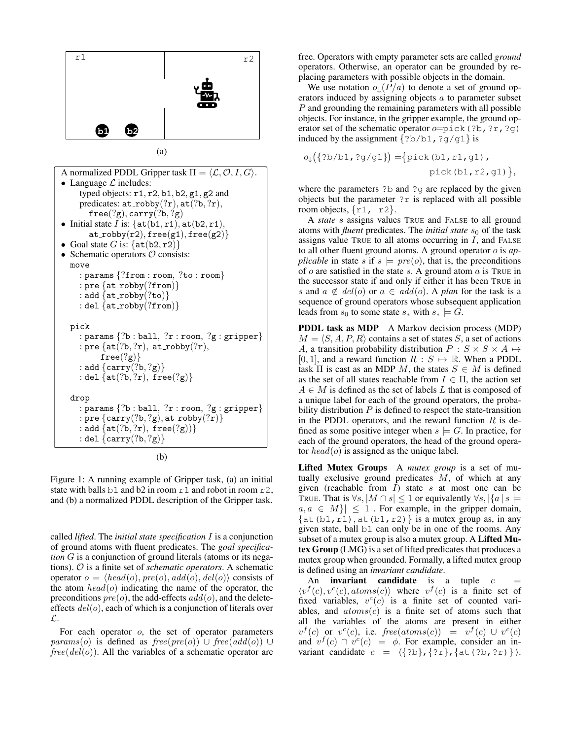(a)

A normalized PDDL Gripper task $\Pi = \langle \mathcal{L}, \mathcal{O}, I, G \rangle$.

- Language $\mathcal{L}$ includes:
  typed objects: r1, r2, b1, b2, g1, g2 and predicates: at_robby(?r), at(?b, ?r), free(?g), carry(?b, ?g)
- Initial state $I$ is: {at(b1, r1), at(b2, r1), at_robby(r2), free(g1), free(g2)}
- Goal state $G$ is: {at(b2, r2)}
- Schematic operators $\mathcal{O}$ consists:

```
move
  : params {?from : room, ?to : room}
  : pre {at_robby(?from)}
  : add {at_robby(?to)}
  : del {at_robby(?from)}

pick
  : params {?b : ball, ?r : room, ?g : gripper}
  : pre {at(?b, ?r), at_robby(?r),
        free(?g)}
  : add {carry(?b, ?g)}
  : del {at(?b, ?r), free(?g)}

drop
  : params {?b : ball, ?r : room, ?g : gripper}
  : pre {carry(?b, ?g), at_robby(?r)}
  : add {at(?b, ?r), free(?g))}
  : del {carry(?b, ?g)}
```

(b)

Figure 1: A running example of Gripper task, (a) an initial state with balls b1 and b2 in room r1 and robot in room r2, and (b) a normalized PDDL description of the Gripper task.

called *lifted*. The *initial state specification* $I$ is a conjunction of ground atoms with fluent predicates. The *goal specification* $G$ is a conjunction of ground literals (atoms or its negations). $\mathcal{O}$ is a finite set of *schematic operators*. A schematic operator $o = \langle head(o), pre(o), add(o), del(o) \rangle$ consists of the atom $head(o)$ indicating the name of the operator, the preconditions $pre(o)$, the add-effects $add(o)$, and the delete-effects $del(o)$, each of which is a conjunction of literals over $\mathcal{L}$.

For each operator $o$, the set of operator parameters $params(o)$ is defined as $free(pre(o)) \cup free(add(o)) \cup free(del(o))$. All the variables of a schematic operator are free. Operators with empty parameter sets are called *ground* operators. Otherwise, an operator can be grounded by replacing parameters with possible objects in the domain.

We use notation $o_{\downarrow}(P/a)$ to denote a set of ground operators induced by assigning objects $a$ to parameter subset $P$ and grounding the remaining parameters with all possible objects. For instance, in the gripper example, the ground operator set of the schematic operator $o$=pick(?b, ?r, ?g) induced by the assignment {?b/b1, ?g/g1} is

$$o_{\downarrow}(\{\texttt{?b/b1, ?g/g1}\}) = \{\texttt{pick(b1, r1, g1)}, \texttt{pick(b1, r2, g1)}\},$$

where the parameters ?b and ?g are replaced by the given objects but the parameter ?r is replaced with all possible room objects, {r1, r2}.

A *state* $s$ assigns values TRUE and FALSE to all ground atoms with *fluent* predicates. The *initial state* $s_0$ of the task assigns value TRUE to all atoms occurring in $I$, and FALSE to all other fluent ground atoms. A ground operator $o$ is *applicable* in state $s$ if $s \models pre(o)$, that is, the preconditions of $o$ are satisfied in the state $s$. A ground atom $a$ is TRUE in the successor state if and only if either it has been TRUE in $s$ and $a \notin del(o)$ or $a \in add(o)$. A *plan* for the task is a sequence of ground operators whose subsequent application leads from $s_0$ to some state $s_*$ with $s_* \models G$.

**PDDL task as MDP** A Markov decision process (MDP) $M = \langle S, A, P, R \rangle$ contains a set of states $S$, a set of actions $A$, a transition probability distribution $P : S \times S \times A \mapsto [0, 1]$, and a reward function $R : S \mapsto \mathbb{R}$. When a PDDL task $\Pi$ is cast as an MDP $M$, the states $S \in M$ is defined as the set of all states reachable from $I \in \Pi$, the action set $A \in M$ is defined as the set of labels $L$ that is composed of a unique label for each of the ground operators, the probability distribution $P$ is defined to respect the state-transition in the PDDL operators, and the reward function $R$ is defined as some positive integer when $s \models G$. In practice, for each of the ground operators, the head of the ground operator $head(o)$ is assigned as the unique label.

**Lifted Mutex Groups** A *mutex group* is a set of mutually exclusive ground predicates $M$, of which at any given (reachable from $I$) state $s$ at most one can be TRUE. That is $\forall s, |M \cap s| \leq 1$ or equivalently $\forall s, |\{a \mid s \models a, a \in M\}| \leq 1$ . For example, in the gripper domain, {at(b1, r1), at(b1, r2)} is a mutex group as, in any given state, ball b1 can only be in one of the rooms. Any subset of a mutex group is also a mutex group. A **Lifted Mutex Group** (LMG) is a set of lifted predicates that produces a mutex group when grounded. Formally, a lifted mutex group is defined using an *invariant candidate*.

An **invariant candidate** is a tuple $c = \langle v^f(c), v^c(c), atoms(c) \rangle$ where $v^f(c)$ is a finite set of fixed variables, $v^c(c)$ is a finite set of counted variables, and $atoms(c)$ is a finite set of atoms such that all the variables of the atoms are present in either $v^f(c)$ or $v^c(c)$, i.e. $free(atoms(c)) = v^f(c) \cup v^c(c)$ and $v^f(c) \cap v^c(c) = \phi$. For example, consider an invariant candidate $c = \langle$ {?b}, {?r}, {at(?b, ?r)} $\rangle$.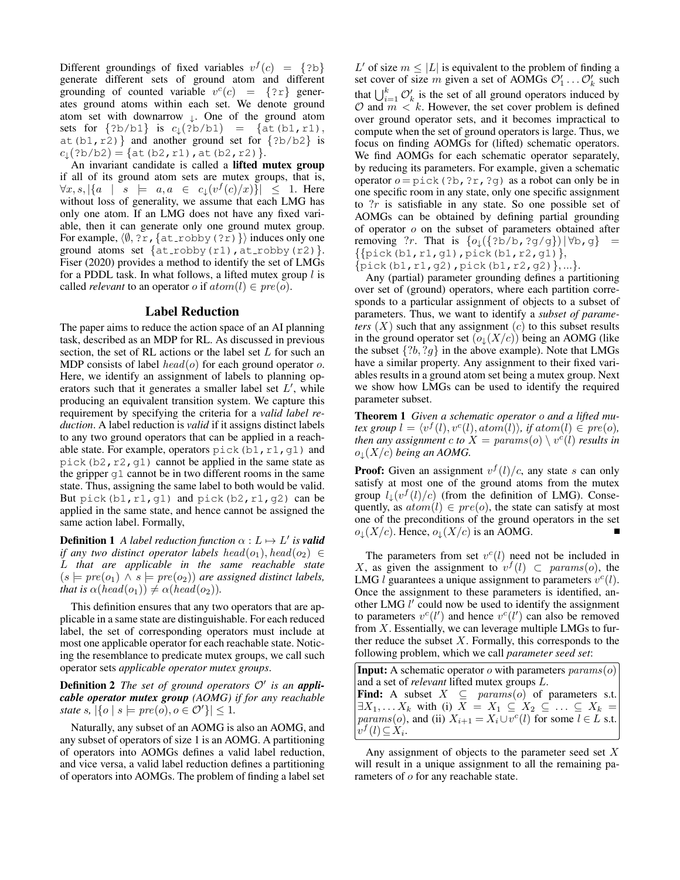Different groundings of fixed variables $v^f(c) = \{?b\}$ generate different sets of ground atom and different grounding of counted variable $v^c(c) = \{?r\}$ generates ground atoms within each set. We denote ground atom set with downarrow $_\downarrow$. One of the ground atom sets for $\{?b/b1\}$ is $c_\downarrow(?b/b1) = \{$at(b1,r1), at(b1,r2)$\}$ and another ground set for $\{?b/b2\}$ is $c_\downarrow(?b/b2) = \{$at(b2,r1),at(b2,r2)$\}$.

An invariant candidate is called a **lifted mutex group** if all of its ground atom sets are mutex groups, that is, $\forall x, s, |\{a \mid s \models a, a \in c_\downarrow(v^f(c)/x)\}| \leq 1$. Here without loss of generality, we assume that each LMG has only one atom. If an LMG does not have any fixed variable, then it can generate only one ground mutex group. For example, $\langle\emptyset, ?r, \{at\_robby(?r)\}\rangle$ induces only one ground atoms set $\{$at_robby(r1),at_robby(r2)$\}$. Fiser (2020) provides a method to identify the set of LMGs for a PDDL task. In what follows, a lifted mutex group $l$ is called *relevant* to an operator $o$ if $atom(l) \in pre(o)$.

## Label Reduction

The paper aims to reduce the action space of an AI planning task, described as an MDP for RL. As discussed in previous section, the set of RL actions or the label set $L$ for such an MDP consists of label $head(o)$ for each ground operator $o$. Here, we identify an assignment of labels to planning operators such that it generates a smaller label set $L'$, while producing an equivalent transition system. We capture this requirement by specifying the criteria for a *valid label reduction*. A label reduction is *valid* if it assigns distinct labels to any two ground operators that can be applied in a reachable state. For example, operators pick(b1,r1,g1) and pick(b2,r2,g1) cannot be applied in the same state as the gripper g1 cannot be in two different rooms in the same state. Thus, assigning the same label to both would be valid. But pick(b1,r1,g1) and pick(b2,r1,g2) can be applied in the same state, and hence cannot be assigned the same action label. Formally,

**Definition 1** *A label reduction function $\alpha : L \mapsto L'$ is **valid** if any two distinct operator labels $head(o_1), head(o_2) \in L$ that are applicable in the same reachable state $(s \models pre(o_1) \wedge s \models pre(o_2))$ are assigned distinct labels, that is $\alpha(head(o_1)) \neq \alpha(head(o_2))$.*

This definition ensures that any two operators that are applicable in a same state are distinguishable. For each reduced label, the set of corresponding operators must include at most one applicable operator for each reachable state. Noticing the resemblance to predicate mutex groups, we call such operator sets *applicable operator mutex groups*.

**Definition 2** *The set of ground operators $\mathcal{O}'$ is an **applicable operator mutex group** (AOMG) if for any reachable state $s$, $|\{o \mid s \models pre(o), o \in \mathcal{O}'\}| \leq 1$.*

Naturally, any subset of an AOMG is also an AOMG, and any subset of operators of size 1 is an AOMG. A partitioning of operators into AOMGs defines a valid label reduction, and vice versa, a valid label reduction defines a partitioning of operators into AOMGs. The problem of finding a label set $L'$ of size $m \leq |L|$ is equivalent to the problem of finding a set cover of size $m$ given a set of AOMGs $\mathcal{O}'_1 \dots \mathcal{O}'_k$ such that $\bigcup_{i=1}^{k} \mathcal{O}'_k$ is the set of all ground operators induced by $\mathcal{O}$ and $m < k$. However, the set cover problem is defined over ground operator sets, and it becomes impractical to compute when the set of ground operators is large. Thus, we focus on finding AOMGs for (lifted) schematic operators. We find AOMGs for each schematic operator separately, by reducing its parameters. For example, given a schematic operator $o =$ pick(?b,?r,?g) as a robot can only be in one specific room in any state, only one specific assignment to $?r$ is satisfiable in any state. So one possible set of AOMGs can be obtained by defining partial grounding of operator $o$ on the subset of parameters obtained after removing $?r$. That is $\{o_\downarrow(\{?b/b, ?g/g\}) \mid \forall b, g\} = \{\{$pick(b1,r1,g1),pick(b1,r2,g1)$\}$, $\{$pick(b1,r1,g2),pick(b1,r2,g2)$\}, \dots\}$.

Any (partial) parameter grounding defines a partitioning over set of (ground) operators, where each partition corresponds to a particular assignment of objects to a subset of parameters. Thus, we want to identify a *subset of parameters* $(X)$ such that any assignment $(c)$ to this subset results in the ground operator set $(o_\downarrow(X/c))$ being an AOMG (like the subset $\{?b, ?g\}$ in the above example). Note that LMGs have a similar property. Any assignment to their fixed variables results in a ground atom set being a mutex group. Next we show how LMGs can be used to identify the required parameter subset.

**Theorem 1** *Given a schematic operator $o$ and a lifted mutex group $l = \langle v^f(l), v^c(l), atom(l)\rangle$, if $atom(l) \in pre(o)$, then any assignment $c$ to $X = params(o) \setminus v^c(l)$ results in $o_\downarrow(X/c)$ being an AOMG.*

**Proof:** Given an assignment $v^f(l)/c$, any state $s$ can only satisfy at most one of the ground atoms from the mutex group $l_\downarrow(v^f(l)/c)$ (from the definition of LMG). Consequently, as $atom(l) \in pre(o)$, the state can satisfy at most one of the preconditions of the ground operators in the set $o_\downarrow(X/c)$. Hence, $o_\downarrow(X/c)$ is an AOMG. ∎

The parameters from set $v^c(l)$ need not be included in $X$, as given the assignment to $v^f(l) \subset params(o)$, the LMG $l$ guarantees a unique assignment to parameters $v^c(l)$. Once the assignment to these parameters is identified, another LMG $l'$ could now be used to identify the assignment to parameters $v^c(l')$ and hence $v^c(l')$ can also be removed from $X$. Essentially, we can leverage multiple LMGs to further reduce the subset $X$. Formally, this corresponds to the following problem, which we call *parameter seed set*:

**Input:** A schematic operator $o$ with parameters $params(o)$ and a set of *relevant* lifted mutex groups $L$.
**Find:** A subset $X \subseteq params(o)$ of parameters s.t. $\exists X_1, \dots X_k$ with (i) $X = X_1 \subseteq X_2 \subseteq \dots \subseteq X_k = params(o)$, and (ii) $X_{i+1} = X_i \cup v^c(l)$ for some $l \in L$ s.t. $v^f(l) \subseteq X_i$.

Any assignment of objects to the parameter seed set $X$ will result in a unique assignment to all the remaining parameters of $o$ for any reachable state.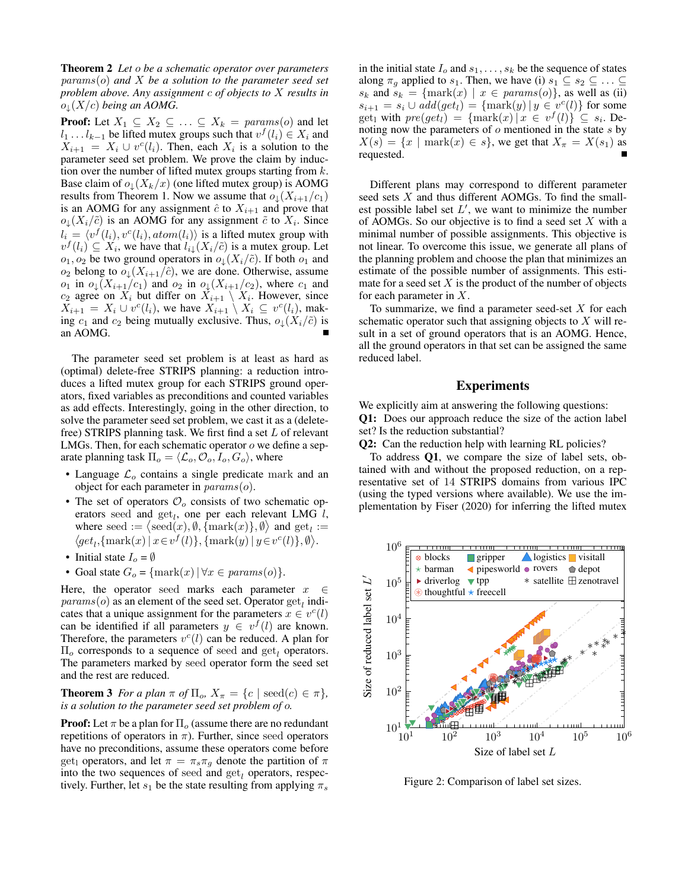**Theorem 2** *Let $o$ be a schematic operator over parameters $params(o)$ and $X$ be a solution to the parameter seed set problem above. Any assignment $c$ of objects to $X$ results in $o_{\downarrow}(X/c)$ being an AOMG.*

**Proof:** Let $X_1 \subseteq X_2 \subseteq \ldots \subseteq X_k = params(o)$ and let $l_1 \ldots l_{k-1}$ be lifted mutex groups such that $v^f(l_i) \in X_i$ and $X_{i+1} = X_i \cup v^c(l_i)$. Then, each $X_i$ is a solution to the parameter seed set problem. We prove the claim by induction over the number of lifted mutex groups starting from $k$. Base claim of $o_{\downarrow}(X_k/x)$ (one lifted mutex group) is AOMG results from Theorem 1. Now we assume that $o_{\downarrow}(X_{i+1}/c_1)$ is an AOMG for any assignment $\hat{c}$ to $X_{i+1}$ and prove that $o_{\downarrow}(X_i/\tilde{c})$ is an AOMG for any assignment $\tilde{c}$ to $X_i$. Since $l_i = \langle v^f(l_i), v^c(l_i), atom(l_i)\rangle$ is a lifted mutex group with $v^f(l_i) \subseteq X_i$, we have that $l_{i\downarrow}(X_i/\tilde{c})$ is a mutex group. Let $o_1, o_2$ be two ground operators in $o_{\downarrow}(X_i/\tilde{c})$. If both $o_1$ and $o_2$ belong to $o_{\downarrow}(X_{i+1}/\hat{c})$, we are done. Otherwise, assume $o_1$ in $o_{\downarrow}(X_{i+1}/c_1)$ and $o_2$ in $o_{\downarrow}(X_{i+1}/c_2)$, where $c_1$ and $c_2$ agree on $X_i$ but differ on $X_{i+1} \setminus X_i$. However, since $X_{i+1} = X_i \cup v^c(l_i)$, we have $X_{i+1} \setminus X_i \subseteq v^c(l_i)$, making $c_1$ and $c_2$ being mutually exclusive. Thus, $o_{\downarrow}(X_i/\tilde{c})$ is an AOMG. ∎

The parameter seed set problem is at least as hard as (optimal) delete-free STRIPS planning: a reduction introduces a lifted mutex group for each STRIPS ground operators, fixed variables as preconditions and counted variables as add effects. Interestingly, going in the other direction, to solve the parameter seed set problem, we cast it as a (delete-free) STRIPS planning task. We first find a set $L$ of relevant LMGs. Then, for each schematic operator $o$ we define a separate planning task $\Pi_o = \langle \mathcal{L}_o, \mathcal{O}_o, I_o, G_o\rangle$, where

- Language $\mathcal{L}_o$ contains a single predicate mark and an object for each parameter in $params(o)$.
- The set of operators $\mathcal{O}_o$ consists of two schematic operators seed and $\text{get}_l$, one per each relevant LMG $l$, where seed $:= \langle \text{seed}(x), \emptyset, \{\text{mark}(x)\}, \emptyset\rangle$ and $\text{get}_l := \langle get_l, \{\text{mark}(x) \mid x \in v^f(l)\}, \{\text{mark}(y) \mid y \in v^c(l)\}, \emptyset\rangle$.
- Initial state $I_o = \emptyset$
- Goal state $G_o = \{\text{mark}(x) \mid \forall x \in params(o)\}$.

Here, the operator seed marks each parameter $x \in params(o)$ as an element of the seed set. Operator $\text{get}_l$ indicates that a unique assignment for the parameters $x \in v^c(l)$ can be identified if all parameters $y \in v^f(l)$ are known. Therefore, the parameters $v^c(l)$ can be reduced. A plan for $\Pi_o$ corresponds to a sequence of seed and $\text{get}_l$ operators. The parameters marked by seed operator form the seed set and the rest are reduced.

**Theorem 3** *For a plan $\pi$ of $\Pi_o$, $X_\pi = \{c \mid \text{seed}(c) \in \pi\}$, is a solution to the parameter seed set problem of $o$.*

**Proof:** Let $\pi$ be a plan for $\Pi_o$ (assume there are no redundant repetitions of operators in $\pi$). Further, since seed operators have no preconditions, assume these operators come before $\text{get}_l$ operators, and let $\pi = \pi_s\pi_g$ denote the partition of $\pi$ into the two sequences of seed and $\text{get}_l$ operators, respectively. Further, let $s_1$ be the state resulting from applying $\pi_s$ in the initial state $I_o$ and $s_1, \ldots, s_k$ be the sequence of states along $\pi_g$ applied to $s_1$. Then, we have (i) $s_1 \subseteq s_2 \subseteq \ldots \subseteq s_k$ and $s_k = \{\text{mark}(x) \mid x \in params(o)\}$, as well as (ii) $s_{i+1} = s_i \cup add(get_l) = \{\text{mark}(y) \mid y \in v^c(l)\}$ for some $\text{get}_l$ with $pre(get_l) = \{\text{mark}(x) \mid x \in v^f(l)\} \subseteq s_i$. Denoting now the parameters of $o$ mentioned in the state $s$ by $X(s) = \{x \mid \text{mark}(x) \in s\}$, we get that $X_\pi = X(s_1)$ as requested. ∎

Different plans may correspond to different parameter seed sets $X$ and thus different AOMGs. To find the smallest possible label set $L'$, we want to minimize the number of AOMGs. So our objective is to find a seed set $X$ with a minimal number of possible assignments. This objective is not linear. To overcome this issue, we generate all plans of the planning problem and choose the plan that minimizes an estimate of the possible number of assignments. This estimate for a seed set $X$ is the product of the number of objects for each parameter in $X$.

To summarize, we find a parameter seed-set $X$ for each schematic operator such that assigning objects to $X$ will result in a set of ground operators that is an AOMG. Hence, all the ground operators in that set can be assigned the same reduced label.

## Experiments

We explicitly aim at answering the following questions:
**Q1:** Does our approach reduce the size of the action label set? Is the reduction substantial?
**Q2:** Can the reduction help with learning RL policies?

To address **Q1**, we compare the size of label sets, obtained with and without the proposed reduction, on a representative set of 14 STRIPS domains from various IPC (using the typed versions where available). We use the implementation by Fiser (2020) for inferring the lifted mutex

Figure 2: Comparison of label set sizes.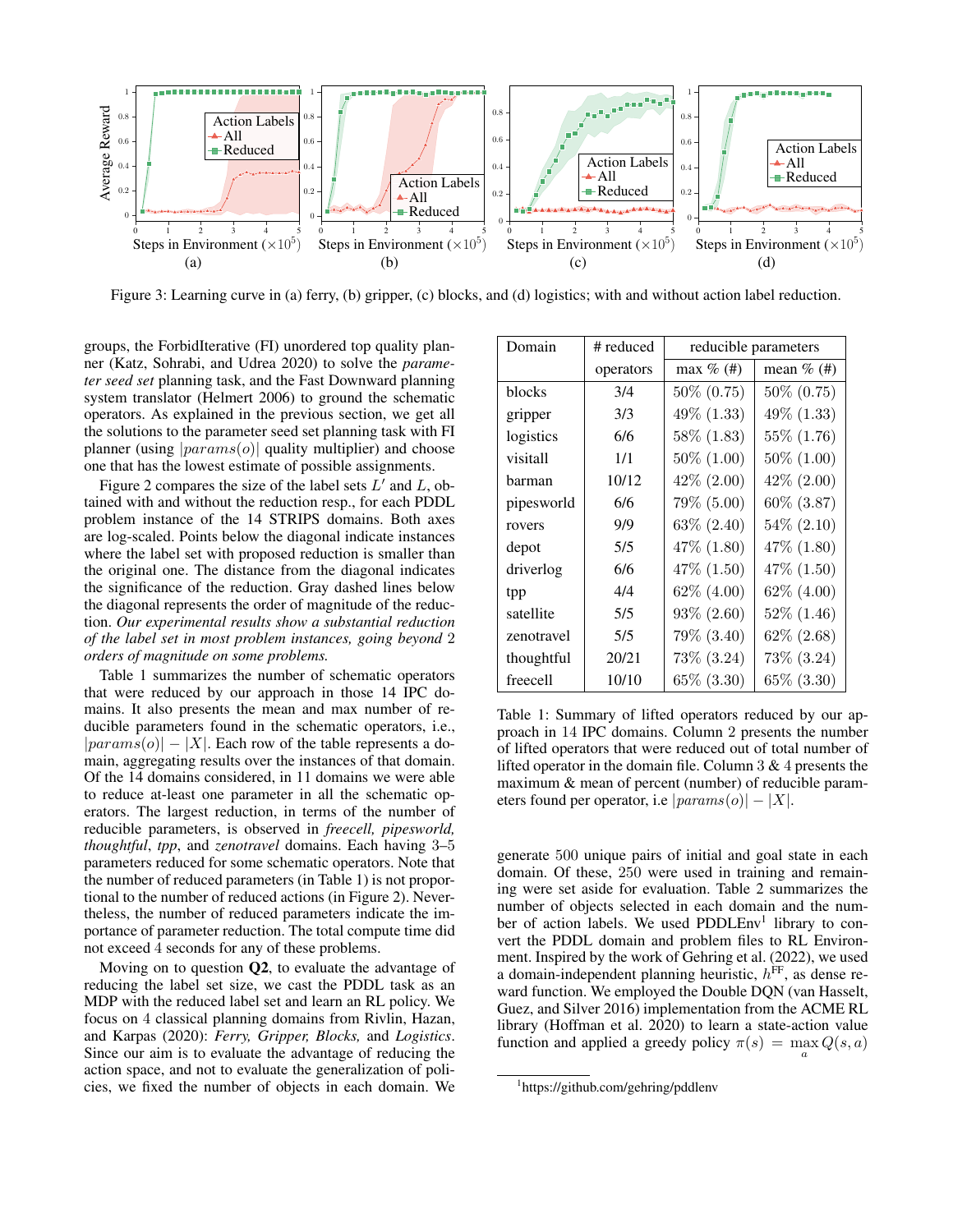Figure 3: Learning curve in (a) ferry, (b) gripper, (c) blocks, and (d) logistics; with and without action label reduction.

groups, the ForbidIterative (FI) unordered top quality planner (Katz, Sohrabi, and Udrea 2020) to solve the *parameter seed set* planning task, and the Fast Downward planning system translator (Helmert 2006) to ground the schematic operators. As explained in the previous section, we get all the solutions to the parameter seed set planning task with FI planner (using $|params(o)|$ quality multiplier) and choose one that has the lowest estimate of possible assignments.

Figure 2 compares the size of the label sets $L'$ and $L$, obtained with and without the reduction resp., for each PDDL problem instance of the 14 STRIPS domains. Both axes are log-scaled. Points below the diagonal indicate instances where the label set with proposed reduction is smaller than the original one. The distance from the diagonal indicates the significance of the reduction. Gray dashed lines below the diagonal represents the order of magnitude of the reduction. *Our experimental results show a substantial reduction of the label set in most problem instances, going beyond 2 orders of magnitude on some problems.*

Table 1 summarizes the number of schematic operators that were reduced by our approach in those 14 IPC domains. It also presents the mean and max number of reducible parameters found in the schematic operators, i.e., $|params(o)| - |X|$. Each row of the table represents a domain, aggregating results over the instances of that domain. Of the 14 domains considered, in 11 domains we were able to reduce at-least one parameter in all the schematic operators. The largest reduction, in terms of the number of reducible parameters, is observed in *freecell, pipesworld, thoughtful*, *tpp*, and *zenotravel* domains. Each having 3–5 parameters reduced for some schematic operators. Note that the number of reduced parameters (in Table 1) is not proportional to the number of reduced actions (in Figure 2). Nevertheless, the number of reduced parameters indicate the importance of parameter reduction. The total compute time did not exceed 4 seconds for any of these problems.

Moving on to question **Q2**, to evaluate the advantage of reducing the label set size, we cast the PDDL task as an MDP with the reduced label set and learn an RL policy. We focus on 4 classical planning domains from Rivlin, Hazan, and Karpas (2020): *Ferry, Gripper, Blocks,* and *Logistics*. Since our aim is to evaluate the advantage of reducing the action space, and not to evaluate the generalization of policies, we fixed the number of objects in each domain. We

| Domain | # reduced | reducible parameters | |
|---|---|---|---|
| | operators | max % (#) | mean % (#) |
| blocks | 3/4 | 50% (0.75) | 50% (0.75) |
| gripper | 3/3 | 49% (1.33) | 49% (1.33) |
| logistics | 6/6 | 58% (1.83) | 55% (1.76) |
| visitall | 1/1 | 50% (1.00) | 50% (1.00) |
| barman | 10/12 | 42% (2.00) | 42% (2.00) |
| pipesworld | 6/6 | 79% (5.00) | 60% (3.87) |
| rovers | 9/9 | 63% (2.40) | 54% (2.10) |
| depot | 5/5 | 47% (1.80) | 47% (1.80) |
| driverlog | 6/6 | 47% (1.50) | 47% (1.50) |
| tpp | 4/4 | 62% (4.00) | 62% (4.00) |
| satellite | 5/5 | 93% (2.60) | 52% (1.46) |
| zenotravel | 5/5 | 79% (3.40) | 62% (2.68) |
| thoughtful | 20/21 | 73% (3.24) | 73% (3.24) |
| freecell | 10/10 | 65% (3.30) | 65% (3.30) |

Table 1: Summary of lifted operators reduced by our approach in 14 IPC domains. Column 2 presents the number of lifted operators that were reduced out of total number of lifted operator in the domain file. Column 3 & 4 presents the maximum & mean of percent (number) of reducible parameters found per operator, i.e $|params(o)| - |X|$.

generate 500 unique pairs of initial and goal state in each domain. Of these, 250 were used in training and remaining were set aside for evaluation. Table 2 summarizes the number of objects selected in each domain and the number of action labels. We used PDDLEnv[1] library to convert the PDDL domain and problem files to RL Environment. Inspired by the work of Gehring et al. (2022), we used a domain-independent planning heuristic, $h^{\mathrm{FF}}$, as dense reward function. We employed the Double DQN (van Hasselt, Guez, and Silver 2016) implementation from the ACME RL library (Hoffman et al. 2020) to learn a state-action value function and applied a greedy policy $\pi(s) = \max_a Q(s, a)$

[1]https://github.com/gehring/pddlenv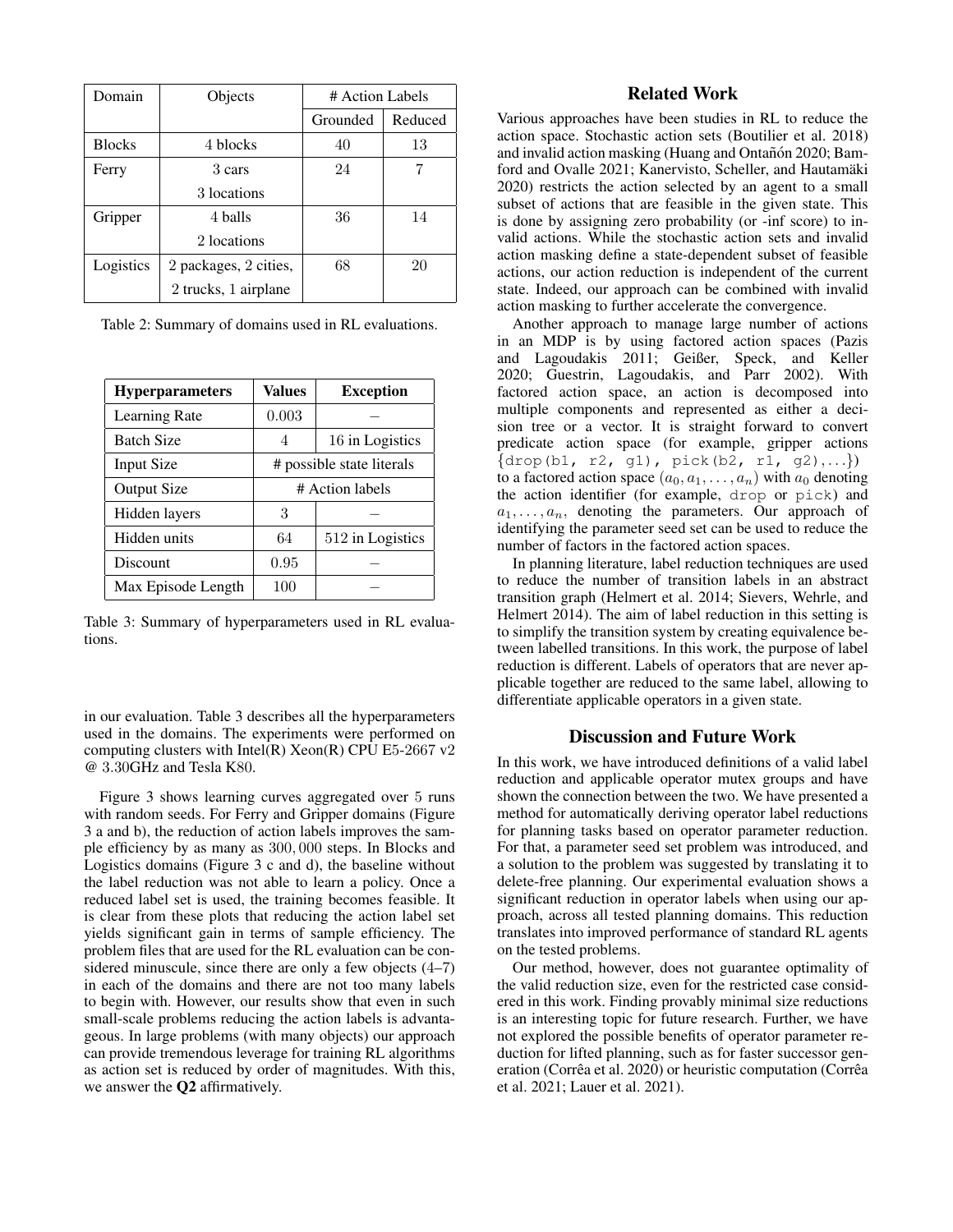| Domain | Objects | # Action Labels | |
|---|---|---|---|
| | | Grounded | Reduced |
| Blocks | 4 blocks | 40 | 13 |
| Ferry | 3 cars<br>3 locations | 24 | 7 |
| Gripper | 4 balls<br>2 locations | 36 | 14 |
| Logistics | 2 packages, 2 cities,<br>2 trucks, 1 airplane | 68 | 20 |

Table 2: Summary of domains used in RL evaluations.

| **Hyperparameters** | **Values** | **Exception** |
|---|---|---|
| Learning Rate | 0.003 | – |
| Batch Size | 4 | 16 in Logistics |
| Input Size | # possible state literals | |
| Output Size | # Action labels | |
| Hidden layers | 3 | – |
| Hidden units | 64 | 512 in Logistics |
| Discount | 0.95 | – |
| Max Episode Length | 100 | – |

Table 3: Summary of hyperparameters used in RL evaluations.

in our evaluation. Table 3 describes all the hyperparameters used in the domains. The experiments were performed on computing clusters with Intel(R) Xeon(R) CPU E5-2667 v2 @ 3.30GHz and Tesla K80.

Figure 3 shows learning curves aggregated over 5 runs with random seeds. For Ferry and Gripper domains (Figure 3 a and b), the reduction of action labels improves the sample efficiency by as many as 300,000 steps. In Blocks and Logistics domains (Figure 3 c and d), the baseline without the label reduction was not able to learn a policy. Once a reduced label set is used, the training becomes feasible. It is clear from these plots that reducing the action label set yields significant gain in terms of sample efficiency. The problem files that are used for the RL evaluation can be considered minuscule, since there are only a few objects (4–7) in each of the domains and there are not too many labels to begin with. However, our results show that even in such small-scale problems reducing the action labels is advantageous. In large problems (with many objects) our approach can provide tremendous leverage for training RL algorithms as action set is reduced by order of magnitudes. With this, we answer the **Q2** affirmatively.

## Related Work

Various approaches have been studies in RL to reduce the action space. Stochastic action sets (Boutilier et al. 2018) and invalid action masking (Huang and Ontañón 2020; Bamford and Ovalle 2021; Kanervisto, Scheller, and Hautamäki 2020) restricts the action selected by an agent to a small subset of actions that are feasible in the given state. This is done by assigning zero probability (or -inf score) to invalid actions. While the stochastic action sets and invalid action masking define a state-dependent subset of feasible actions, our action reduction is independent of the current state. Indeed, our approach can be combined with invalid action masking to further accelerate the convergence.

Another approach to manage large number of actions in an MDP is by using factored action spaces (Pazis and Lagoudakis 2011; Geißer, Speck, and Keller 2020; Guestrin, Lagoudakis, and Parr 2002). With factored action space, an action is decomposed into multiple components and represented as either a decision tree or a vector. It is straight forward to convert predicate action space (for example, gripper actions {`drop(b1, r2, g1)`, `pick(b2, r1, g2)`,...}) to a factored action space $(a_0, a_1, \dots, a_n)$ with $a_0$ denoting the action identifier (for example, `drop` or `pick`) and $a_1, \dots, a_n$, denoting the parameters. Our approach of identifying the parameter seed set can be used to reduce the number of factors in the factored action spaces.

In planning literature, label reduction techniques are used to reduce the number of transition labels in an abstract transition graph (Helmert et al. 2014; Sievers, Wehrle, and Helmert 2014). The aim of label reduction in this setting is to simplify the transition system by creating equivalence between labelled transitions. In this work, the purpose of label reduction is different. Labels of operators that are never applicable together are reduced to the same label, allowing to differentiate applicable operators in a given state.

## Discussion and Future Work

In this work, we have introduced definitions of a valid label reduction and applicable operator mutex groups and have shown the connection between the two. We have presented a method for automatically deriving operator label reductions for planning tasks based on operator parameter reduction. For that, a parameter seed set problem was introduced, and a solution to the problem was suggested by translating it to delete-free planning. Our experimental evaluation shows a significant reduction in operator labels when using our approach, across all tested planning domains. This reduction translates into improved performance of standard RL agents on the tested problems.

Our method, however, does not guarantee optimality of the valid reduction size, even for the restricted case considered in this work. Finding provably minimal size reductions is an interesting topic for future research. Further, we have not explored the possible benefits of operator parameter reduction for lifted planning, such as for faster successor generation (Corrêa et al. 2020) or heuristic computation (Corrêa et al. 2021; Lauer et al. 2021).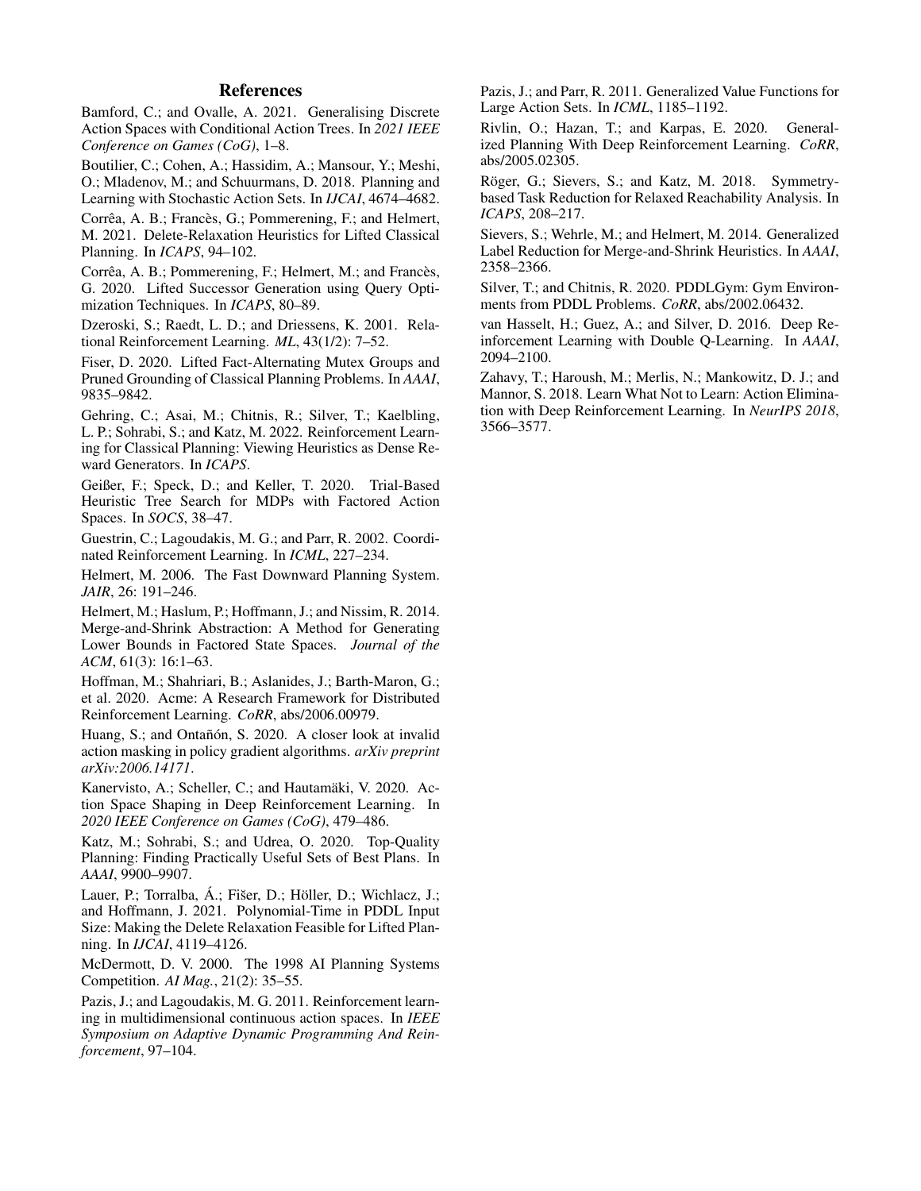## References

Bamford, C.; and Ovalle, A. 2021. Generalising Discrete Action Spaces with Conditional Action Trees. In *2021 IEEE Conference on Games (CoG)*, 1–8.

Boutilier, C.; Cohen, A.; Hassidim, A.; Mansour, Y.; Meshi, O.; Mladenov, M.; and Schuurmans, D. 2018. Planning and Learning with Stochastic Action Sets. In *IJCAI*, 4674–4682.

Corrêa, A. B.; Francès, G.; Pommerening, F.; and Helmert, M. 2021. Delete-Relaxation Heuristics for Lifted Classical Planning. In *ICAPS*, 94–102.

Corrêa, A. B.; Pommerening, F.; Helmert, M.; and Francès, G. 2020. Lifted Successor Generation using Query Optimization Techniques. In *ICAPS*, 80–89.

Dzeroski, S.; Raedt, L. D.; and Driessens, K. 2001. Relational Reinforcement Learning. *ML*, 43(1/2): 7–52.

Fiser, D. 2020. Lifted Fact-Alternating Mutex Groups and Pruned Grounding of Classical Planning Problems. In *AAAI*, 9835–9842.

Gehring, C.; Asai, M.; Chitnis, R.; Silver, T.; Kaelbling, L. P.; Sohrabi, S.; and Katz, M. 2022. Reinforcement Learning for Classical Planning: Viewing Heuristics as Dense Reward Generators. In *ICAPS*.

Geißer, F.; Speck, D.; and Keller, T. 2020. Trial-Based Heuristic Tree Search for MDPs with Factored Action Spaces. In *SOCS*, 38–47.

Guestrin, C.; Lagoudakis, M. G.; and Parr, R. 2002. Coordinated Reinforcement Learning. In *ICML*, 227–234.

Helmert, M. 2006. The Fast Downward Planning System. *JAIR*, 26: 191–246.

Helmert, M.; Haslum, P.; Hoffmann, J.; and Nissim, R. 2014. Merge-and-Shrink Abstraction: A Method for Generating Lower Bounds in Factored State Spaces. *Journal of the ACM*, 61(3): 16:1–63.

Hoffman, M.; Shahriari, B.; Aslanides, J.; Barth-Maron, G.; et al. 2020. Acme: A Research Framework for Distributed Reinforcement Learning. *CoRR*, abs/2006.00979.

Huang, S.; and Ontañón, S. 2020. A closer look at invalid action masking in policy gradient algorithms. *arXiv preprint arXiv:2006.14171*.

Kanervisto, A.; Scheller, C.; and Hautamäki, V. 2020. Action Space Shaping in Deep Reinforcement Learning. In *2020 IEEE Conference on Games (CoG)*, 479–486.

Katz, M.; Sohrabi, S.; and Udrea, O. 2020. Top-Quality Planning: Finding Practically Useful Sets of Best Plans. In *AAAI*, 9900–9907.

Lauer, P.; Torralba, Á.; Fišer, D.; Höller, D.; Wichlacz, J.; and Hoffmann, J. 2021. Polynomial-Time in PDDL Input Size: Making the Delete Relaxation Feasible for Lifted Planning. In *IJCAI*, 4119–4126.

McDermott, D. V. 2000. The 1998 AI Planning Systems Competition. *AI Mag.*, 21(2): 35–55.

Pazis, J.; and Lagoudakis, M. G. 2011. Reinforcement learning in multidimensional continuous action spaces. In *IEEE Symposium on Adaptive Dynamic Programming And Reinforcement*, 97–104.

Pazis, J.; and Parr, R. 2011. Generalized Value Functions for Large Action Sets. In *ICML*, 1185–1192.

Rivlin, O.; Hazan, T.; and Karpas, E. 2020. Generalized Planning With Deep Reinforcement Learning. *CoRR*, abs/2005.02305.

Röger, G.; Sievers, S.; and Katz, M. 2018. Symmetry-based Task Reduction for Relaxed Reachability Analysis. In *ICAPS*, 208–217.

Sievers, S.; Wehrle, M.; and Helmert, M. 2014. Generalized Label Reduction for Merge-and-Shrink Heuristics. In *AAAI*, 2358–2366.

Silver, T.; and Chitnis, R. 2020. PDDLGym: Gym Environments from PDDL Problems. *CoRR*, abs/2002.06432.

van Hasselt, H.; Guez, A.; and Silver, D. 2016. Deep Reinforcement Learning with Double Q-Learning. In *AAAI*, 2094–2100.

Zahavy, T.; Haroush, M.; Merlis, N.; Mankowitz, D. J.; and Mannor, S. 2018. Learn What Not to Learn: Action Elimination with Deep Reinforcement Learning. In *NeurIPS 2018*, 3566–3577.